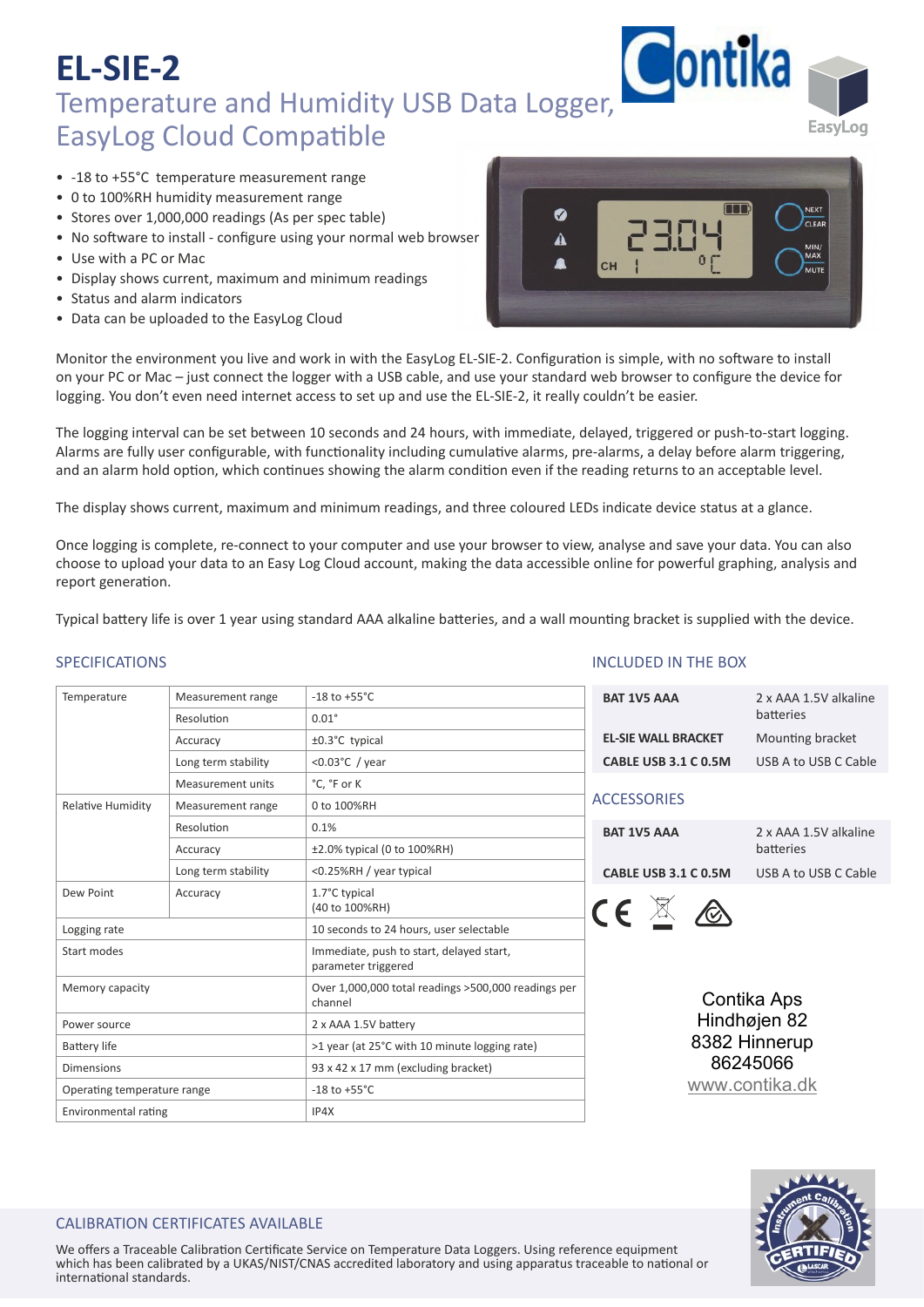# EL-SIE-2

## Temperature and Humidity USB Data Logger, EasyLog Cloud Compatible

- -18 to +55°C temperature measurement range
- 0 to 100%RH humidity measurement range
- Stores over 1,000,000 readings (As per spec table)
- No software to install - configure using your normal web browser
- Use with a PC or Mac
- Display shows current, maximum and minimum readings
- Status and alarm indicators
- Data can be uploaded to the EasyLog Cloud

Monitor the environment you live and work in with the EasyLog EL-SIE-2. Configuration is simple, with no software to install on your PC or Mac – just connect the logger with a USB cable, and use your standard web browser to configure the device for logging. You don't even need internet access to set up and use the EL-SIE-2, it really couldn't be easier.

The logging interval can be set between 10 seconds and 24 hours, with immediate, delayed, triggered or push-to-start logging. Alarms are fully user configurable, with functionality including cumulative alarms, pre-alarms, a delay before alarm triggering, and an alarm hold option, which continues showing the alarm condition even if the reading returns to an acceptable level.

The display shows current, maximum and minimum readings, and three coloured LEDs indicate device status at a glance.

Once logging is complete, re-connect to your computer and use your browser to view, analyse and save your data. You can also choose to upload your data to an Easy Log Cloud account, making the data accessible online for powerful graphing, analysis and report generation.

Typical battery life is over 1 year using standard AAA alkaline batteries, and a wall mounting bracket is supplied with the device.

### SPECIFICATIONS

| | | |
|---|---|---|
| Temperature | Measurement range | -18 to +55°C |
| | Resolution | 0.01° |
| | Accuracy | ±0.3°C typical |
| | Long term stability | <0.03°C / year |
| | Measurement units | °C, °F or K |
| Relative Humidity | Measurement range | 0 to 100%RH |
| | Resolution | 0.1% |
| | Accuracy | ±2.0% typical (0 to 100%RH) |
| | Long term stability | <0.25%RH / year typical |
| Dew Point | Accuracy | 1.7°C typical (40 to 100%RH) |
| Logging rate | | 10 seconds to 24 hours, user selectable |
| Start modes | | Immediate, push to start, delayed start, parameter triggered |
| Memory capacity | | Over 1,000,000 total readings >500,000 readings per channel |
| Power source | | 2 x AAA 1.5V battery |
| Battery life | | >1 year (at 25°C with 10 minute logging rate) |
| Dimensions | | 93 x 42 x 17 mm (excluding bracket) |
| Operating temperature range | | -18 to +55°C |
| Environmental rating | | IP4X |

### INCLUDED IN THE BOX

| | |
|---|---|
| **BAT 1V5 AAA** | 2 x AAA 1.5V alkaline batteries |
| **EL-SIE WALL BRACKET** | Mounting bracket |
| **CABLE USB 3.1 C 0.5M** | USB A to USB C Cable |

### ACCESSORIES

| | |
|---|---|
| **BAT 1V5 AAA** | 2 x AAA 1.5V alkaline batteries |
| **CABLE USB 3.1 C 0.5M** | USB A to USB C Cable |

Contika Aps
Hindhøjen 82
8382 Hinnerup
86245066
www.contika.dk

### CALIBRATION CERTIFICATES AVAILABLE

We offers a Traceable Calibration Certificate Service on Temperature Data Loggers. Using reference equipment which has been calibrated by a UKAS/NIST/CNAS accredited laboratory and using apparatus traceable to national or international standards.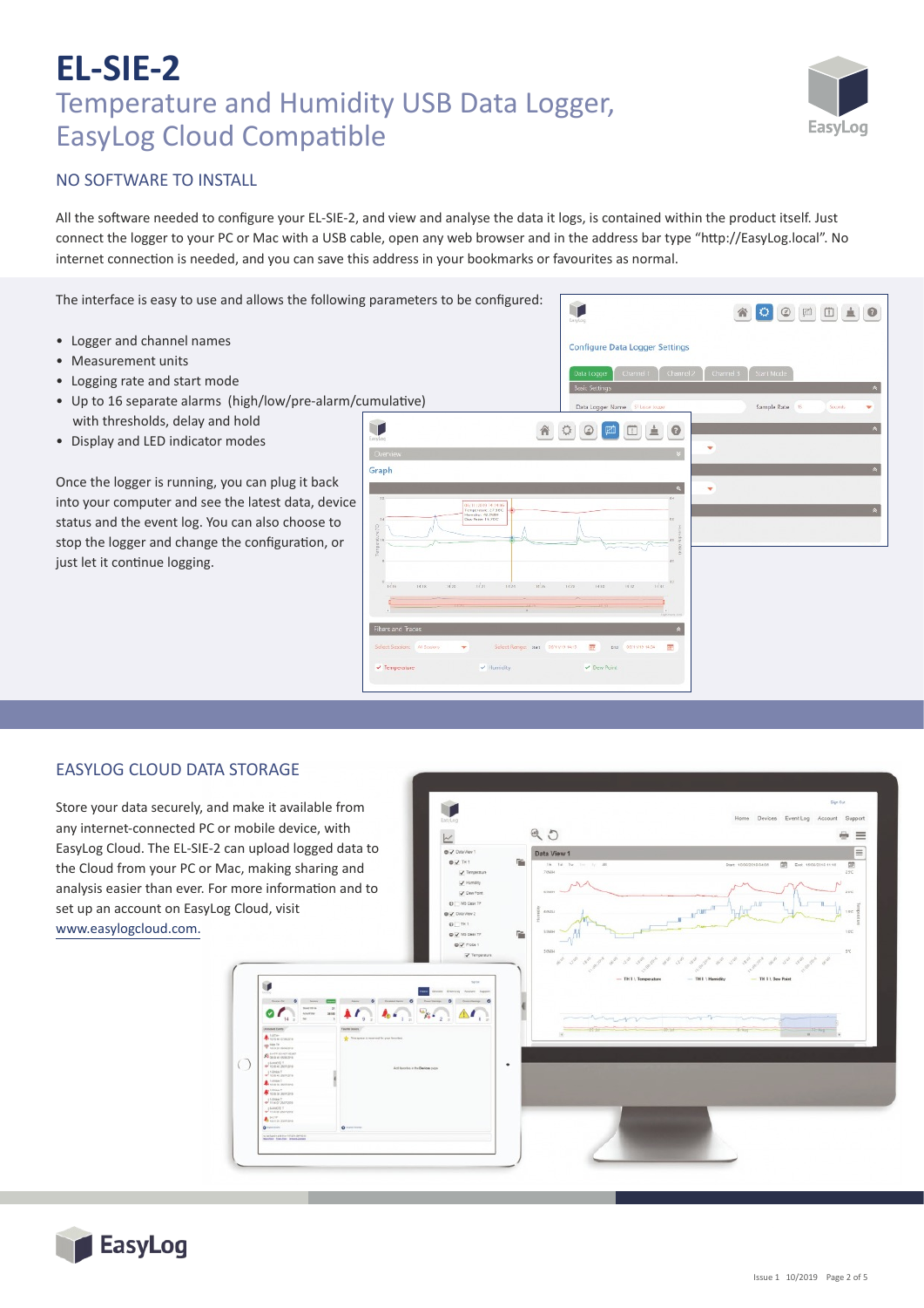# EL-SIE-2

## Temperature and Humidity USB Data Logger, EasyLog Cloud Compatible

### NO SOFTWARE TO INSTALL

All the software needed to configure your EL-SIE-2, and view and analyse the data it logs, is contained within the product itself. Just connect the logger to your PC or Mac with a USB cable, open any web browser and in the address bar type "http://EasyLog.local". No internet connection is needed, and you can save this address in your bookmarks or favourites as normal.

The interface is easy to use and allows the following parameters to be configured:

- Logger and channel names
- Measurement units
- Logging rate and start mode
- Up to 16 separate alarms (high/low/pre-alarm/cumulative) with thresholds, delay and hold
- Display and LED indicator modes

Once the logger is running, you can plug it back into your computer and see the latest data, device status and the event log. You can also choose to stop the logger and change the configuration, or just let it continue logging.

### EASYLOG CLOUD DATA STORAGE

Store your data securely, and make it available from any internet-connected PC or mobile device, with EasyLog Cloud. The EL-SIE-2 can upload logged data to the Cloud from your PC or Mac, making sharing and analysis easier than ever. For more information and to set up an account on EasyLog Cloud, visit www.easylogcloud.com.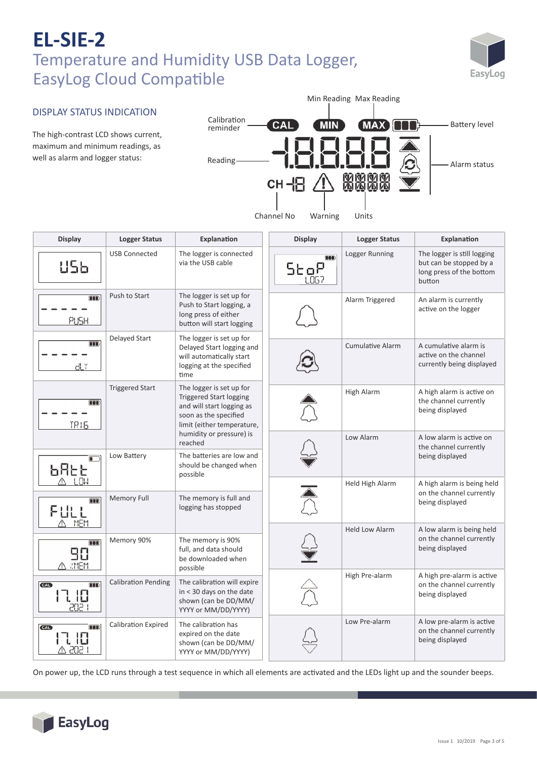# EL-SIE-2

## Temperature and Humidity USB Data Logger, EasyLog Cloud Compatible

### DISPLAY STATUS INDICATION

The high-contrast LCD shows current, maximum and minimum readings, as well as alarm and logger status:

Calibration reminder — Min Reading — Max Reading — Battery level — Reading — Alarm status — Channel No — Warning — Units

| Display | Logger Status | Explanation |
|---|---|---|
| USb | USB Connected | The logger is connected via the USB cable |
| - - - - - PUSH | Push to Start | The logger is set up for Push to Start logging, a long press of either button will start logging |
| - - - - - dLY | Delayed Start | The logger is set up for Delayed Start logging and will automatically start logging at the specified time |
| - - - - - TRIG | Triggered Start | The logger is set up for Triggered Start logging and will start logging as soon as the specified limit (either temperature, humidity or pressure) is reached |
| bAtt LOW | Low Battery | The batteries are low and should be changed when possible |
| FULL MEM | Memory Full | The memory is full and logging has stopped |
| 90 %MEM | Memory 90% | The memory is 90% full, and data should be downloaded when possible |
| CAL 17.10 2021 | Calibration Pending | The calibration will expire in < 30 days on the date shown (can be DD/MM/YYYY or MM/DD/YYYY) |
| CAL 17.10 2021 | Calibration Expired | The calibration has expired on the date shown (can be DD/MM/YYYY or MM/DD/YYYY) |
| StoP LOG? | Logger Running | The logger is still logging but can be stopped by a long press of the bottom button |
| | Alarm Triggered | An alarm is currently active on the logger |
| | Cumulative Alarm | A cumulative alarm is active on the channel currently being displayed |
| | High Alarm | A high alarm is active on the channel currently being displayed |
| | Low Alarm | A low alarm is active on the channel currently being displayed |
| | Held High Alarm | A high alarm is being held on the channel currently being displayed |
| | Held Low Alarm | A low alarm is being held on the channel currently being displayed |
| | High Pre-alarm | A high pre-alarm is active on the channel currently being displayed |
| | Low Pre-alarm | A low pre-alarm is active on the channel currently being displayed |

On power up, the LCD runs through a test sequence in which all elements are activated and the LEDs light up and the sounder beeps.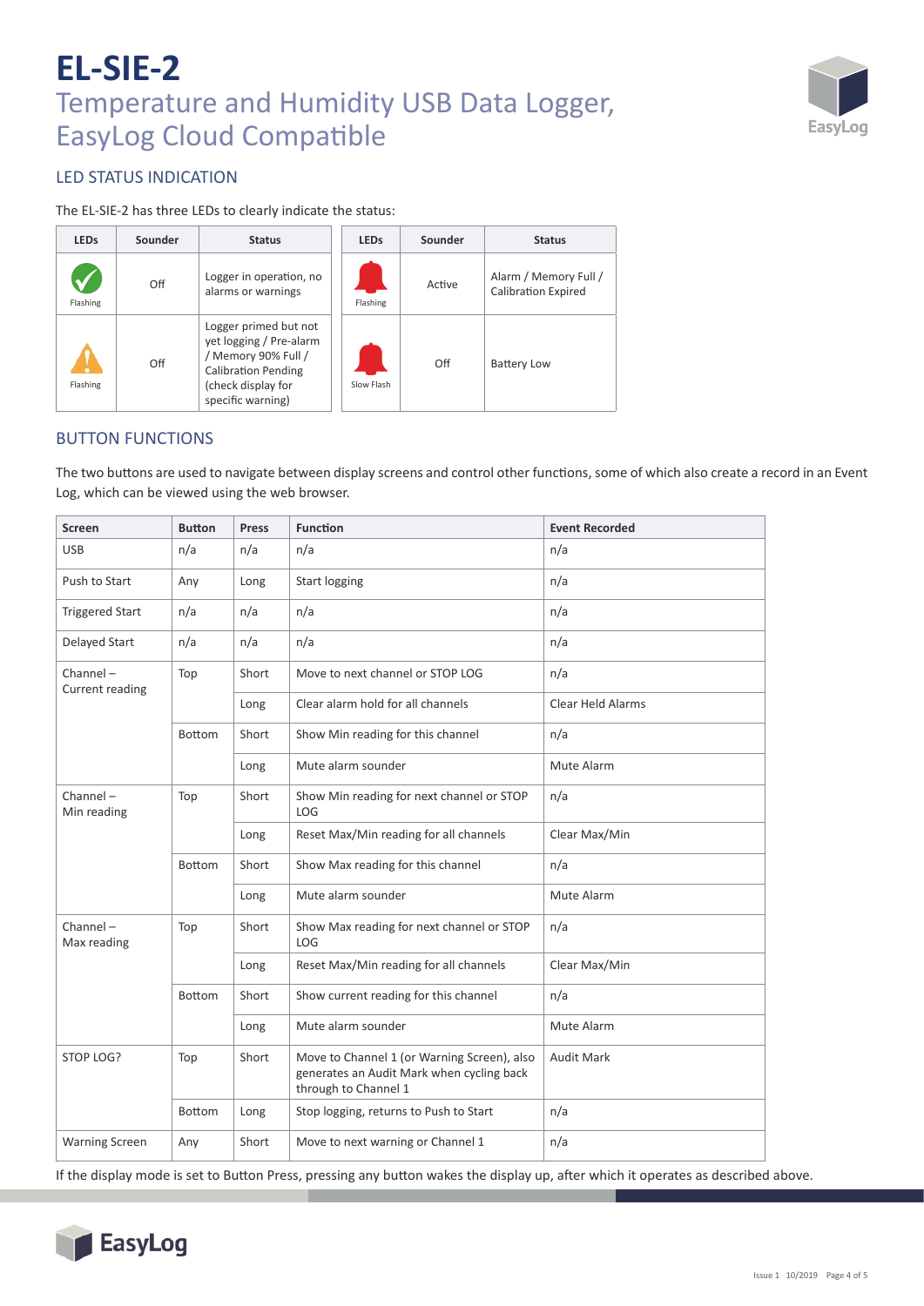# EL-SIE-2

## Temperature and Humidity USB Data Logger, EasyLog Cloud Compatible

### LED STATUS INDICATION

The EL-SIE-2 has three LEDs to clearly indicate the status:

| LEDs | Sounder | Status |
|---|---|---|
| Flashing (green) | Off | Logger in operation, no alarms or warnings |
| Flashing (amber) | Off | Logger primed but not yet logging / Pre-alarm / Memory 90% Full / Calibration Pending (check display for specific warning) |
| Flashing (red) | Active | Alarm / Memory Full / Calibration Expired |
| Slow Flash (red) | Off | Battery Low |

### BUTTON FUNCTIONS

The two buttons are used to navigate between display screens and control other functions, some of which also create a record in an Event Log, which can be viewed using the web browser.

| Screen | Button | Press | Function | Event Recorded |
|---|---|---|---|---|
| USB | n/a | n/a | n/a | n/a |
| Push to Start | Any | Long | Start logging | n/a |
| Triggered Start | n/a | n/a | n/a | n/a |
| Delayed Start | n/a | n/a | n/a | n/a |
| Channel – Current reading | Top | Short | Move to next channel or STOP LOG | n/a |
| | | Long | Clear alarm hold for all channels | Clear Held Alarms |
| | Bottom | Short | Show Min reading for this channel | n/a |
| | | Long | Mute alarm sounder | Mute Alarm |
| Channel – Min reading | Top | Short | Show Min reading for next channel or STOP LOG | n/a |
| | | Long | Reset Max/Min reading for all channels | Clear Max/Min |
| | Bottom | Short | Show Max reading for this channel | n/a |
| | | Long | Mute alarm sounder | Mute Alarm |
| Channel – Max reading | Top | Short | Show Max reading for next channel or STOP LOG | n/a |
| | | Long | Reset Max/Min reading for all channels | Clear Max/Min |
| | Bottom | Short | Show current reading for this channel | n/a |
| | | Long | Mute alarm sounder | Mute Alarm |
| STOP LOG? | Top | Short | Move to Channel 1 (or Warning Screen), also generates an Audit Mark when cycling back through to Channel 1 | Audit Mark |
| | Bottom | Long | Stop logging, returns to Push to Start | n/a |
| Warning Screen | Any | Short | Move to next warning or Channel 1 | n/a |

If the display mode is set to Button Press, pressing any button wakes the display up, after which it operates as described above.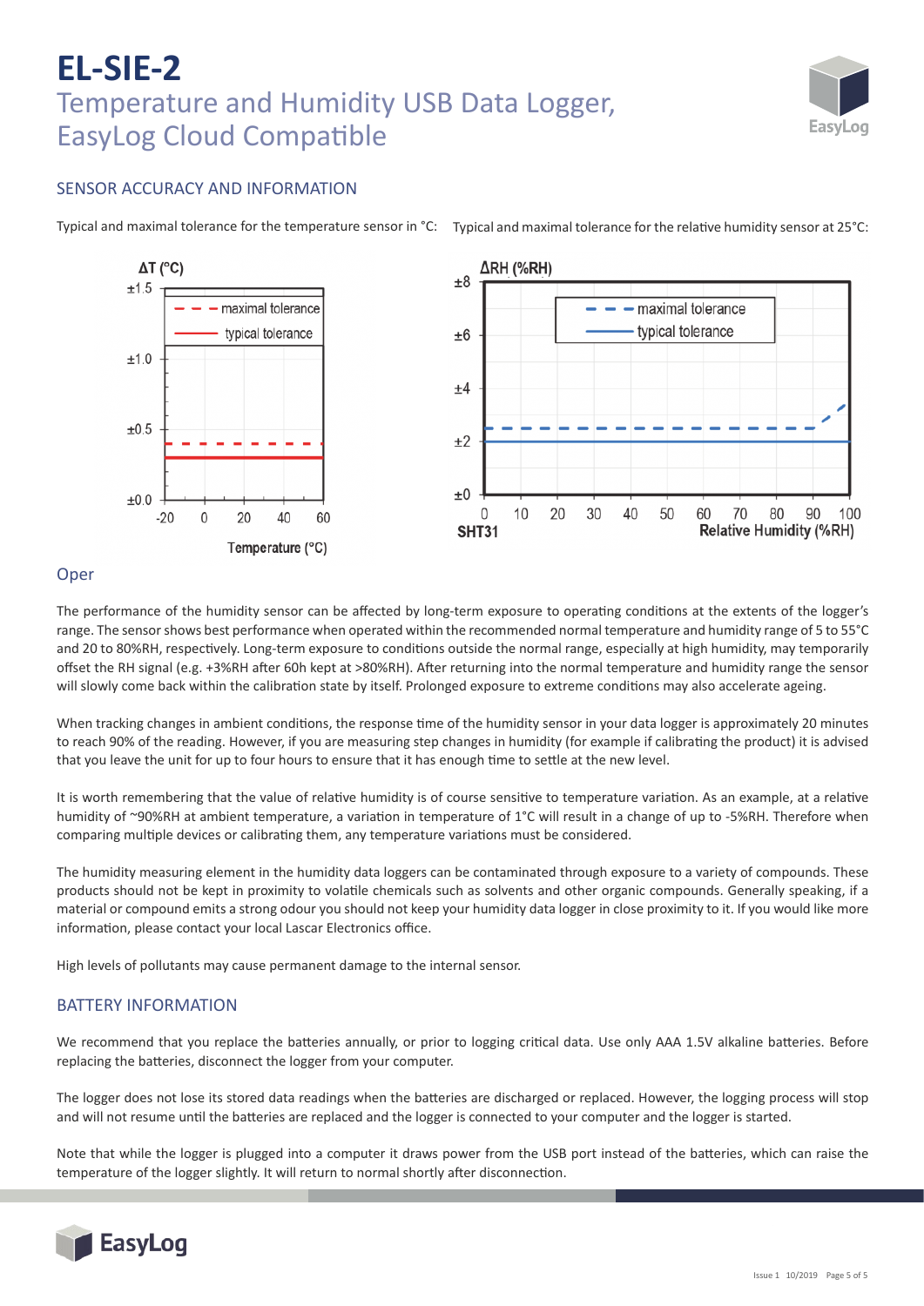# EL-SIE-2

## Temperature and Humidity USB Data Logger, EasyLog Cloud Compatible

### SENSOR ACCURACY AND INFORMATION

Typical and maximal tolerance for the temperature sensor in °C:

ΔT (°C)
±1.5
±1.0
±0.5
±0.0
maximal tolerance
typical tolerance
-20 0 20 40 60
Temperature (°C)

Typical and maximal tolerance for the relative humidity sensor at 25°C:

ΔRH (%RH)
±8
±6
±4
±2
±0
maximal tolerance
typical tolerance
0 10 20 30 40 50 60 70 80 90 100
SHT31
Relative Humidity (%RH)

### Oper

The performance of the humidity sensor can be affected by long-term exposure to operating conditions at the extents of the logger's range. The sensor shows best performance when operated within the recommended normal temperature and humidity range of 5 to 55°C and 20 to 80%RH, respectively. Long-term exposure to conditions outside the normal range, especially at high humidity, may temporarily offset the RH signal (e.g. +3%RH after 60h kept at >80%RH). After returning into the normal temperature and humidity range the sensor will slowly come back within the calibration state by itself. Prolonged exposure to extreme conditions may also accelerate ageing.

When tracking changes in ambient conditions, the response time of the humidity sensor in your data logger is approximately 20 minutes to reach 90% of the reading. However, if you are measuring step changes in humidity (for example if calibrating the product) it is advised that you leave the unit for up to four hours to ensure that it has enough time to settle at the new level.

It is worth remembering that the value of relative humidity is of course sensitive to temperature variation. As an example, at a relative humidity of ~90%RH at ambient temperature, a variation in temperature of 1°C will result in a change of up to -5%RH. Therefore when comparing multiple devices or calibrating them, any temperature variations must be considered.

The humidity measuring element in the humidity data loggers can be contaminated through exposure to a variety of compounds. These products should not be kept in proximity to volatile chemicals such as solvents and other organic compounds. Generally speaking, if a material or compound emits a strong odour you should not keep your humidity data logger in close proximity to it. If you would like more information, please contact your local Lascar Electronics office.

High levels of pollutants may cause permanent damage to the internal sensor.

### BATTERY INFORMATION

We recommend that you replace the batteries annually, or prior to logging critical data. Use only AAA 1.5V alkaline batteries. Before replacing the batteries, disconnect the logger from your computer.

The logger does not lose its stored data readings when the batteries are discharged or replaced. However, the logging process will stop and will not resume until the batteries are replaced and the logger is connected to your computer and the logger is started.

Note that while the logger is plugged into a computer it draws power from the USB port instead of the batteries, which can raise the temperature of the logger slightly. It will return to normal shortly after disconnection.